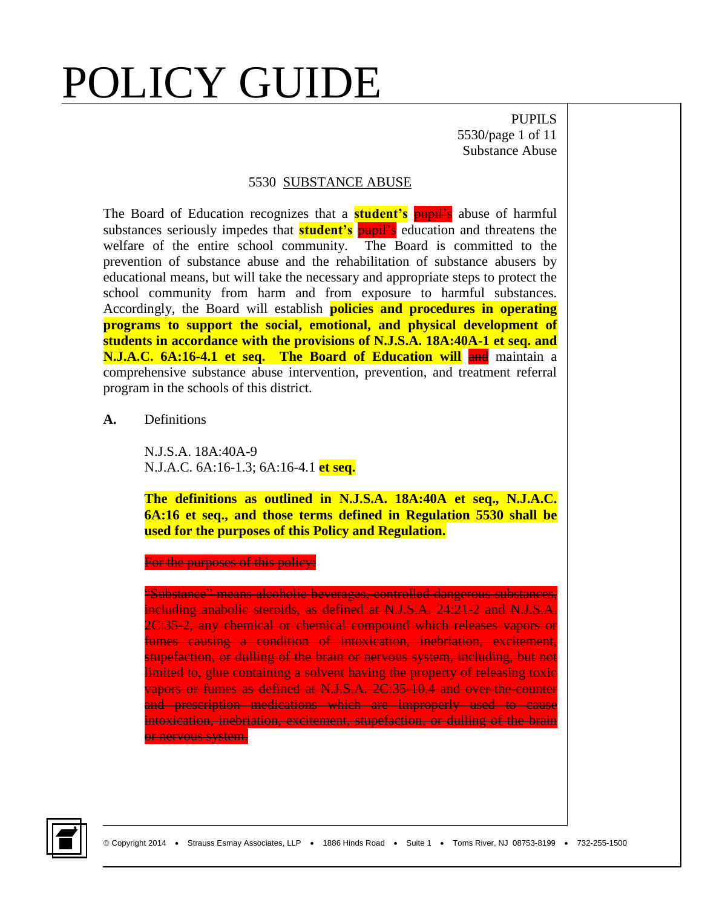# 5530 SUBSTANCE ABUSE

The Board of Education recognizes that a **student's** ~~pupil's~~ abuse of harmful substances seriously impedes that **student's** ~~pupil's~~ education and threatens the welfare of the entire school community. The Board is committed to the prevention of substance abuse and the rehabilitation of substance abusers by educational means, but will take the necessary and appropriate steps to protect the school community from harm and from exposure to harmful substances. Accordingly, the Board will establish **policies and procedures in operating programs to support the social, emotional, and physical development of students in accordance with the provisions of N.J.S.A. 18A:40A-1 et seq. and N.J.A.C. 6A:16-4.1 et seq. The Board of Education will** ~~and~~ maintain a comprehensive substance abuse intervention, prevention, and treatment referral program in the schools of this district.

**A.** Definitions

N.J.S.A. 18A:40A-9
N.J.A.C. 6A:16-1.3; 6A:16-4.1 **et seq.**

**The definitions as outlined in N.J.S.A. 18A:40A et seq., N.J.A.C. 6A:16 et seq., and those terms defined in Regulation 5530 shall be used for the purposes of this Policy and Regulation.**

~~For the purposes of this policy:~~

~~"Substance" means alcoholic beverages, controlled dangerous substances, including anabolic steroids, as defined at N.J.S.A. 24:21-2 and N.J.S.A. 2C:35-2, any chemical or chemical compound which releases vapors or fumes causing a condition of intoxication, inebriation, excitement, stupefaction, or dulling of the brain or nervous system, including, but not limited to, glue containing a solvent having the property of releasing toxic vapors or fumes as defined at N.J.S.A. 2C:35-10.4 and over-the-counter and prescription medications which are improperly used to cause intoxication, inebriation, excitement, stupefaction, or dulling of the brain or nervous system.~~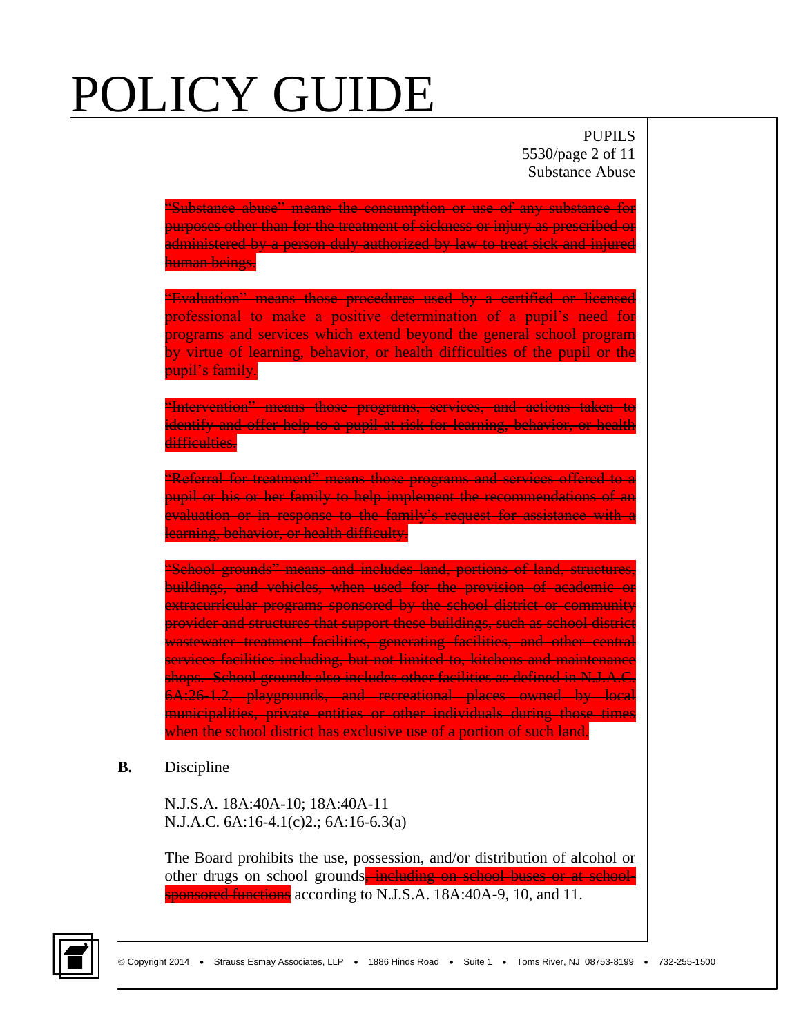~~"Substance abuse" means the consumption or use of any substance for purposes other than for the treatment of sickness or injury as prescribed or administered by a person duly authorized by law to treat sick and injured human beings.~~

~~"Evaluation" means those procedures used by a certified or licensed professional to make a positive determination of a pupil's need for programs and services which extend beyond the general school program by virtue of learning, behavior, or health difficulties of the pupil or the pupil's family.~~

~~"Intervention" means those programs, services, and actions taken to identify and offer help to a pupil at risk for learning, behavior, or health difficulties.~~

~~"Referral for treatment" means those programs and services offered to a pupil or his or her family to help implement the recommendations of an evaluation or in response to the family's request for assistance with a learning, behavior, or health difficulty.~~

~~"School grounds" means and includes land, portions of land, structures, buildings, and vehicles, when used for the provision of academic or extracurricular programs sponsored by the school district or community provider and structures that support these buildings, such as school district wastewater treatment facilities, generating facilities, and other central services facilities including, but not limited to, kitchens and maintenance shops. School grounds also includes other facilities as defined in N.J.A.C. 6A:26-1.2, playgrounds, and recreational places owned by local municipalities, private entities or other individuals during those times when the school district has exclusive use of a portion of such land.~~

**B.** Discipline

N.J.S.A. 18A:40A-10; 18A:40A-11
N.J.A.C. 6A:16-4.1(c)2.; 6A:16-6.3(a)

The Board prohibits the use, possession, and/or distribution of alcohol or other drugs on school grounds~~, including on school buses or at school-sponsored functions~~ according to N.J.S.A. 18A:40A-9, 10, and 11.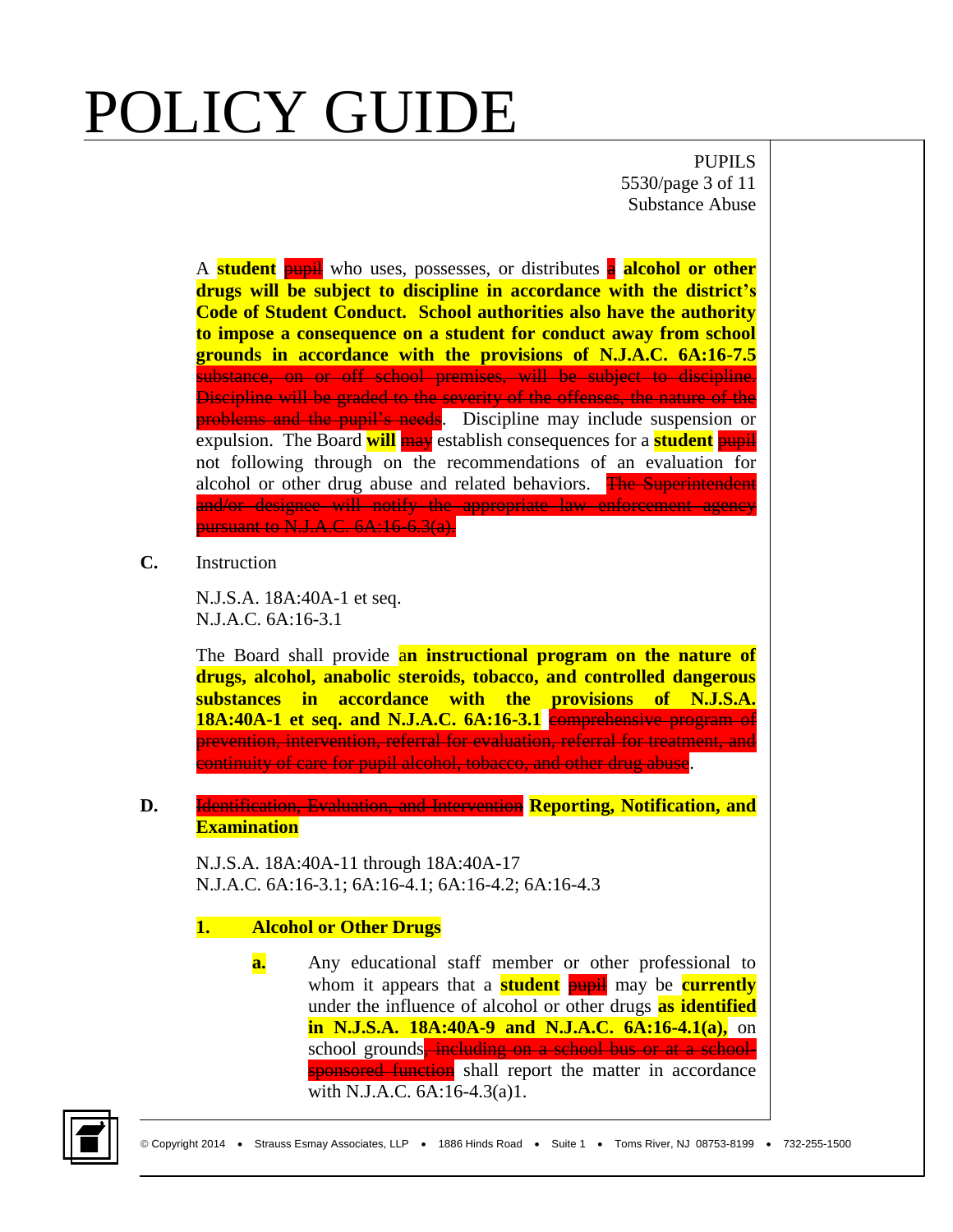A **student** ~~pupil~~ who uses, possesses, or distributes ~~a~~ **alcohol or other drugs will be subject to discipline in accordance with the district's Code of Student Conduct. School authorities also have the authority to impose a consequence on a student for conduct away from school grounds in accordance with the provisions of N.J.A.C. 6A:16-7.5** ~~substance, on or off school premises, will be subject to discipline. Discipline will be graded to the severity of the offenses, the nature of the problems and the pupil's needs~~. Discipline may include suspension or expulsion. The Board **will** ~~may~~ establish consequences for a **student** ~~pupil~~ not following through on the recommendations of an evaluation for alcohol or other drug abuse and related behaviors. ~~The Superintendent and/or designee will notify the appropriate law enforcement agency pursuant to N.J.A.C. 6A:16-6.3(a).~~

**C.** Instruction

N.J.S.A. 18A:40A-1 et seq.
N.J.A.C. 6A:16-3.1

The Board shall provide a**n instructional program on the nature of drugs, alcohol, anabolic steroids, tobacco, and controlled dangerous substances in accordance with the provisions of N.J.S.A. 18A:40A-1 et seq. and N.J.A.C. 6A:16-3.1** ~~comprehensive program of prevention, intervention, referral for evaluation, referral for treatment, and continuity of care for pupil alcohol, tobacco, and other drug abuse~~.

**D.** ~~Identification, Evaluation, and Intervention~~ **Reporting, Notification, and Examination**

N.J.S.A. 18A:40A-11 through 18A:40A-17
N.J.A.C. 6A:16-3.1; 6A:16-4.1; 6A:16-4.2; 6A:16-4.3

**1. Alcohol or Other Drugs**

**a.** Any educational staff member or other professional to whom it appears that a **student** ~~pupil~~ may be **currently** under the influence of alcohol or other drugs **as identified in N.J.S.A. 18A:40A-9 and N.J.A.C. 6A:16-4.1(a),** on school grounds~~, including on a school bus or at a school-sponsored function~~ shall report the matter in accordance with N.J.A.C. 6A:16-4.3(a)1.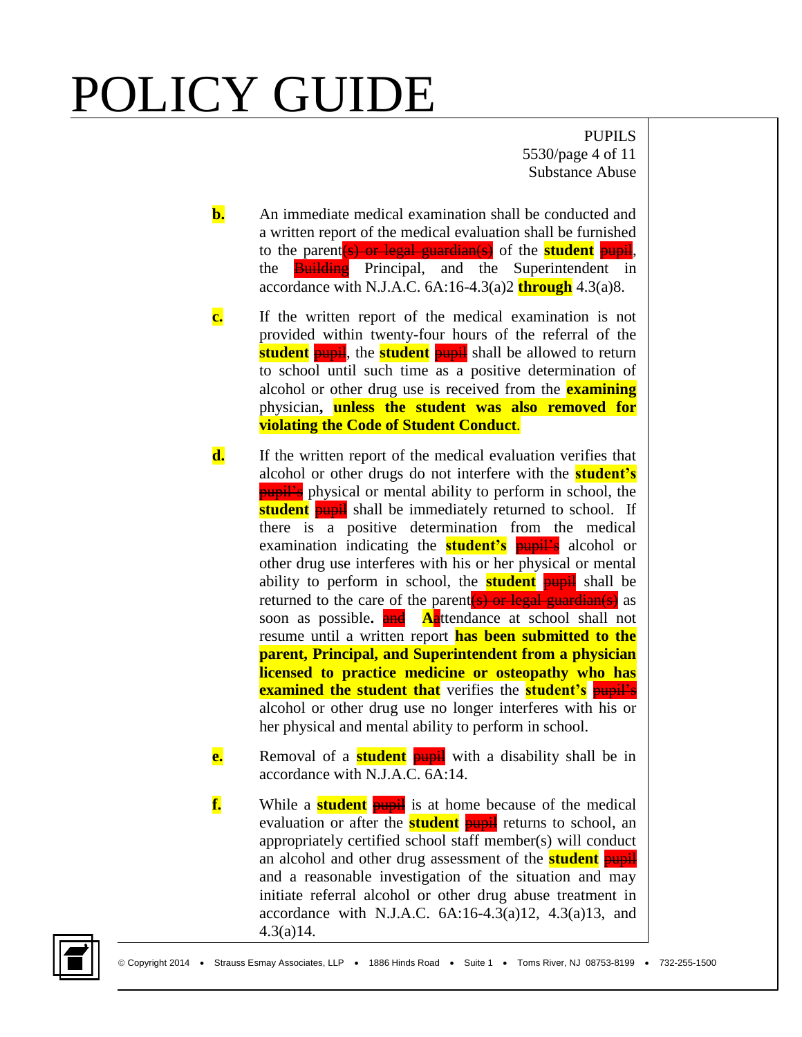**b.** An immediate medical examination shall be conducted and a written report of the medical evaluation shall be furnished to the parent~~(s) or legal guardian(s)~~ of the **student** ~~pupil~~, the ~~Building~~ Principal, and the Superintendent in accordance with N.J.A.C. 6A:16-4.3(a)2 **through** 4.3(a)8.

**c.** If the written report of the medical examination is not provided within twenty-four hours of the referral of the **student** ~~pupil~~, the **student** ~~pupil~~ shall be allowed to return to school until such time as a positive determination of alcohol or other drug use is received from the **examining** physician**, unless the student was also removed for violating the Code of Student Conduct**.

**d.** If the written report of the medical evaluation verifies that alcohol or other drugs do not interfere with the **student's** ~~pupil's~~ physical or mental ability to perform in school, the **student** ~~pupil~~ shall be immediately returned to school. If there is a positive determination from the medical examination indicating the **student's** ~~pupil's~~ alcohol or other drug use interferes with his or her physical or mental ability to perform in school, the **student** ~~pupil~~ shall be returned to the care of the parent~~(s) or legal guardian(s)~~ as soon as possible**.** ~~and~~ **A**~~a~~ttendance at school shall not resume until a written report **has been submitted to the parent, Principal, and Superintendent from a physician licensed to practice medicine or osteopathy who has examined the student that** verifies the **student's** ~~pupil's~~ alcohol or other drug use no longer interferes with his or her physical and mental ability to perform in school.

**e.** Removal of a **student** ~~pupil~~ with a disability shall be in accordance with N.J.A.C. 6A:14.

**f.** While a **student** ~~pupil~~ is at home because of the medical evaluation or after the **student** ~~pupil~~ returns to school, an appropriately certified school staff member(s) will conduct an alcohol and other drug assessment of the **student** ~~pupil~~ and a reasonable investigation of the situation and may initiate referral alcohol or other drug abuse treatment in accordance with N.J.A.C. 6A:16-4.3(a)12, 4.3(a)13, and 4.3(a)14.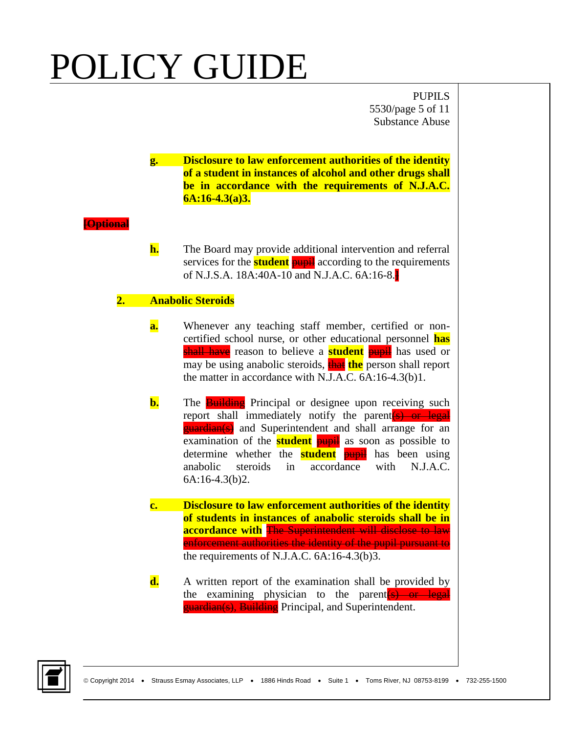g. **Disclosure to law enforcement authorities of the identity of a student in instances of alcohol and other drugs shall be in accordance with the requirements of N.J.A.C. 6A:16-4.3(a)3.**

~~[Optional~~

h. The Board may provide additional intervention and referral services for the **student** ~~pupil~~ according to the requirements of N.J.S.A. 18A:40A-10 and N.J.A.C. 6A:16-8.~~]~~

2. **Anabolic Steroids**

a. Whenever any teaching staff member, certified or non-certified school nurse, or other educational personnel **has** ~~shall have~~ reason to believe a **student** ~~pupil~~ has used or may be using anabolic steroids, ~~that~~ **the** person shall report the matter in accordance with N.J.A.C. 6A:16-4.3(b)1.

b. The ~~Building~~ Principal or designee upon receiving such report shall immediately notify the parent~~(s) or legal guardian(s)~~ and Superintendent and shall arrange for an examination of the **student** ~~pupil~~ as soon as possible to determine whether the **student** ~~pupil~~ has been using anabolic steroids in accordance with N.J.A.C. 6A:16-4.3(b)2.

c. **Disclosure to law enforcement authorities of the identity of students in instances of anabolic steroids shall be in accordance with** ~~The Superintendent will disclose to law enforcement authorities the identity of the pupil pursuant to~~ the requirements of N.J.A.C. 6A:16-4.3(b)3.

d. A written report of the examination shall be provided by the examining physician to the parent~~(s) or legal guardian(s), Building~~ Principal, and Superintendent.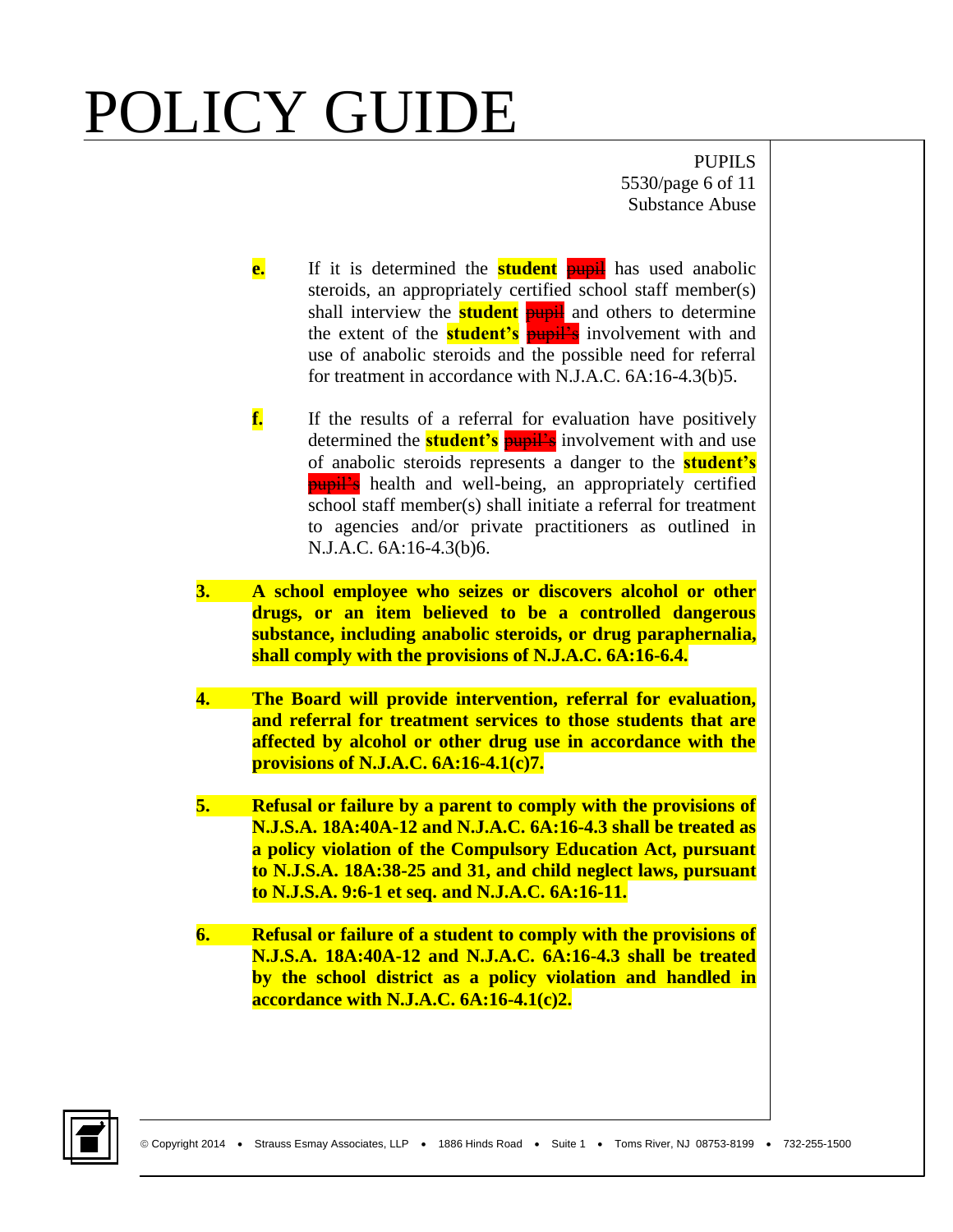e. If it is determined the **student** ~~pupil~~ has used anabolic steroids, an appropriately certified school staff member(s) shall interview the **student** ~~pupil~~ and others to determine the extent of the **student's** ~~pupil's~~ involvement with and use of anabolic steroids and the possible need for referral for treatment in accordance with N.J.A.C. 6A:16-4.3(b)5.

f. If the results of a referral for evaluation have positively determined the **student's** ~~pupil's~~ involvement with and use of anabolic steroids represents a danger to the **student's** ~~pupil's~~ health and well-being, an appropriately certified school staff member(s) shall initiate a referral for treatment to agencies and/or private practitioners as outlined in N.J.A.C. 6A:16-4.3(b)6.

**3. A school employee who seizes or discovers alcohol or other drugs, or an item believed to be a controlled dangerous substance, including anabolic steroids, or drug paraphernalia, shall comply with the provisions of N.J.A.C. 6A:16-6.4.**

**4. The Board will provide intervention, referral for evaluation, and referral for treatment services to those students that are affected by alcohol or other drug use in accordance with the provisions of N.J.A.C. 6A:16-4.1(c)7.**

**5. Refusal or failure by a parent to comply with the provisions of N.J.S.A. 18A:40A-12 and N.J.A.C. 6A:16-4.3 shall be treated as a policy violation of the Compulsory Education Act, pursuant to N.J.S.A. 18A:38-25 and 31, and child neglect laws, pursuant to N.J.S.A. 9:6-1 et seq. and N.J.A.C. 6A:16-11.**

**6. Refusal or failure of a student to comply with the provisions of N.J.S.A. 18A:40A-12 and N.J.A.C. 6A:16-4.3 shall be treated by the school district as a policy violation and handled in accordance with N.J.A.C. 6A:16-4.1(c)2.**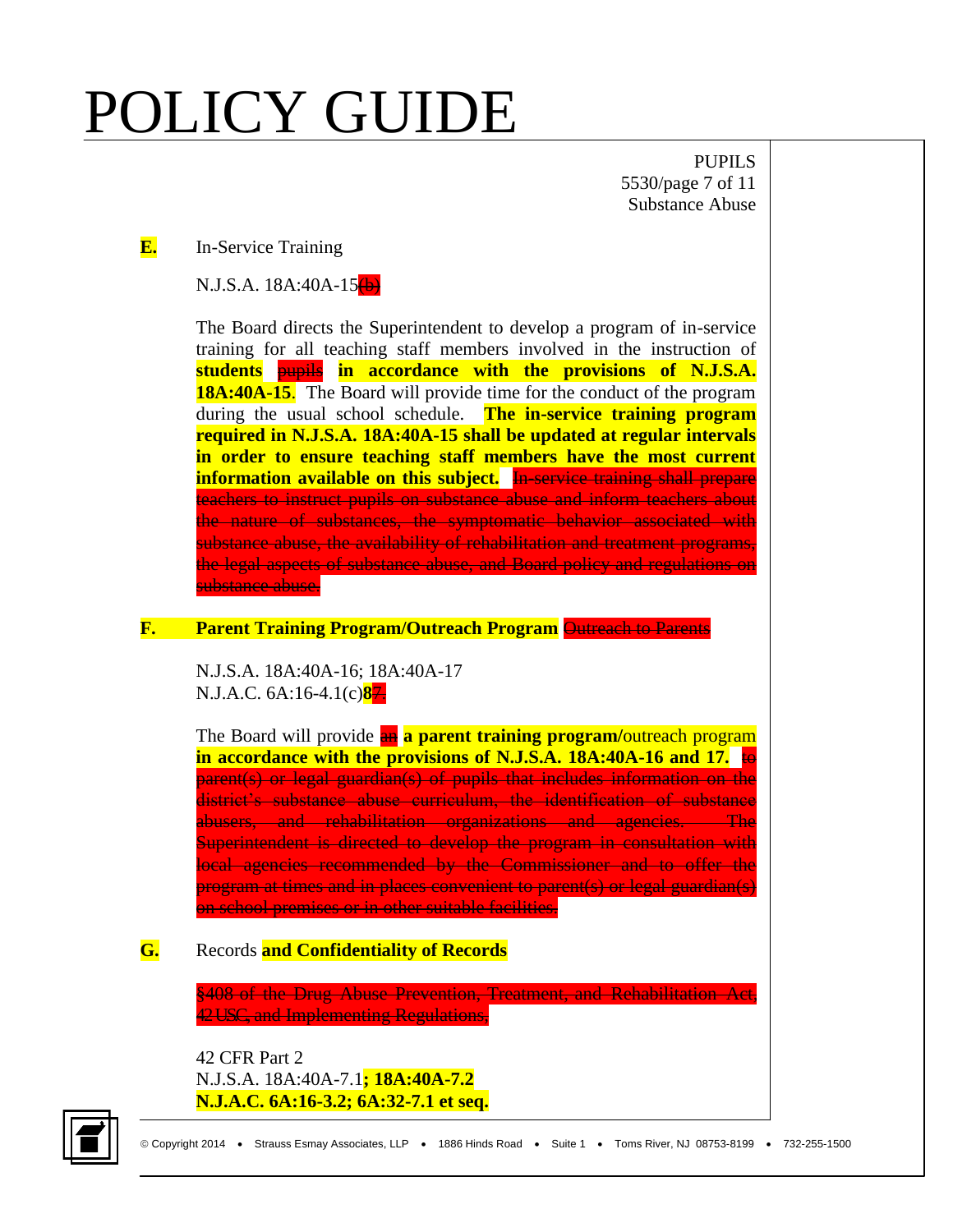**E.** In-Service Training

N.J.S.A. 18A:40A-15~~(b)~~

The Board directs the Superintendent to develop a program of in-service training for all teaching staff members involved in the instruction of **students** ~~pupils~~ **in accordance with the provisions of N.J.S.A. 18A:40A-15**. The Board will provide time for the conduct of the program during the usual school schedule. **The in-service training program required in N.J.S.A. 18A:40A-15 shall be updated at regular intervals in order to ensure teaching staff members have the most current information available on this subject.** ~~In-service training shall prepare teachers to instruct pupils on substance abuse and inform teachers about the nature of substances, the symptomatic behavior associated with substance abuse, the availability of rehabilitation and treatment programs, the legal aspects of substance abuse, and Board policy and regulations on substance abuse.~~

**F.** **Parent Training Program/Outreach Program** ~~Outreach to Parents~~

N.J.S.A. 18A:40A-16; 18A:40A-17
N.J.A.C. 6A:16-4.1(c)**8**~~7~~.

The Board will provide ~~an~~ **a parent training program/**outreach program **in accordance with the provisions of N.J.S.A. 18A:40A-16 and 17.** ~~to parent(s) or legal guardian(s) of pupils that includes information on the district's substance abuse curriculum, the identification of substance abusers, and rehabilitation organizations and agencies. The Superintendent is directed to develop the program in consultation with local agencies recommended by the Commissioner and to offer the program at times and in places convenient to parent(s) or legal guardian(s) on school premises or in other suitable facilities.~~

**G.** Records **and Confidentiality of Records**

~~§408 of the Drug Abuse Prevention, Treatment, and Rehabilitation Act, 42 USC, and Implementing Regulations,~~

42 CFR Part 2
N.J.S.A. 18A:40A-7.1**; 18A:40A-7.2**
**N.J.A.C. 6A:16-3.2; 6A:32-7.1 et seq.**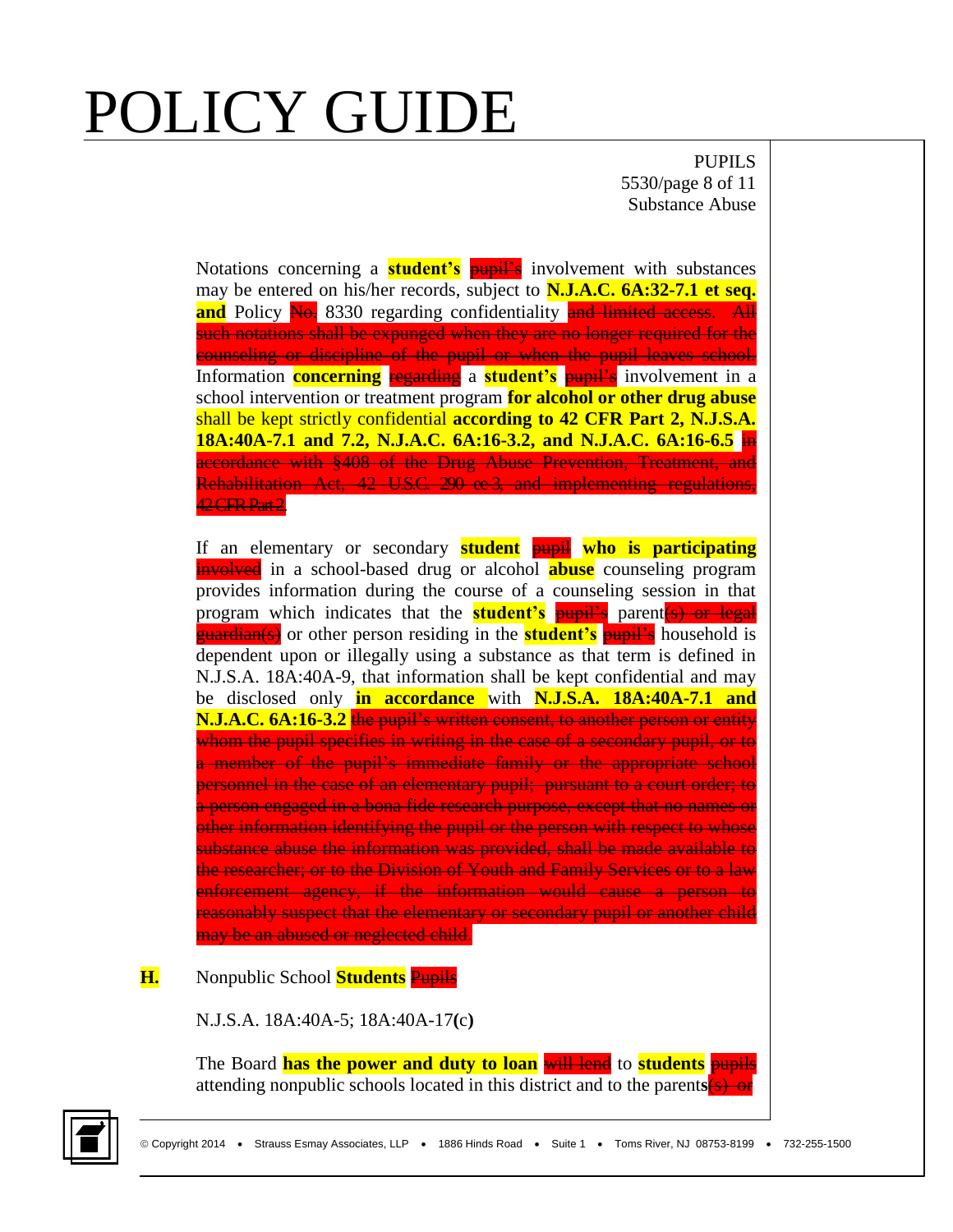Notations concerning a **student's** ~~pupil's~~ involvement with substances may be entered on his/her records, subject to **N.J.A.C. 6A:32-7.1 et seq. and** Policy ~~No.~~ 8330 regarding confidentiality ~~and limited access. All such notations shall be expunged when they are no longer required for the counseling or discipline of the pupil or when the pupil leaves school.~~ Information **concerning** ~~regarding~~ a **student's** ~~pupil's~~ involvement in a school intervention or treatment program **for alcohol or other drug abuse** shall be kept strictly confidential **according to 42 CFR Part 2, N.J.S.A. 18A:40A-7.1 and 7.2, N.J.A.C. 6A:16-3.2, and N.J.A.C. 6A:16-6.5** ~~in accordance with §408 of the Drug Abuse Prevention, Treatment, and Rehabilitation Act, 42 U.S.C. 290 ee-3, and implementing regulations, 42 CFR Part 2~~.

If an elementary or secondary **student** ~~pupil~~ **who is participating** ~~involved~~ in a school-based drug or alcohol **abuse** counseling program provides information during the course of a counseling session in that program which indicates that the **student's** ~~pupil's~~ parent~~(s) or legal guardian(s)~~ or other person residing in the **student's** ~~pupil's~~ household is dependent upon or illegally using a substance as that term is defined in N.J.S.A. 18A:40A-9, that information shall be kept confidential and may be disclosed only **in accordance** with **N.J.S.A. 18A:40A-7.1 and N.J.A.C. 6A:16-3.2** ~~the pupil's written consent, to another person or entity whom the pupil specifies in writing in the case of a secondary pupil, or to a member of the pupil's immediate family or the appropriate school personnel in the case of an elementary pupil; pursuant to a court order; to a person engaged in a bona fide research purpose, except that no names or other information identifying the pupil or the person with respect to whose substance abuse the information was provided, shall be made available to the researcher; or to the Division of Youth and Family Services or to a law enforcement agency, if the information would cause a person to reasonably suspect that the elementary or secondary pupil or another child may be an abused or neglected child.~~

**H.** Nonpublic School **Students** ~~Pupils~~

N.J.S.A. 18A:40A-5; 18A:40A-17**(c)**

The Board **has the power and duty to loan** ~~will lend~~ to **students** ~~pupils~~ attending nonpublic schools located in this district and to the parent**s**~~(s) or~~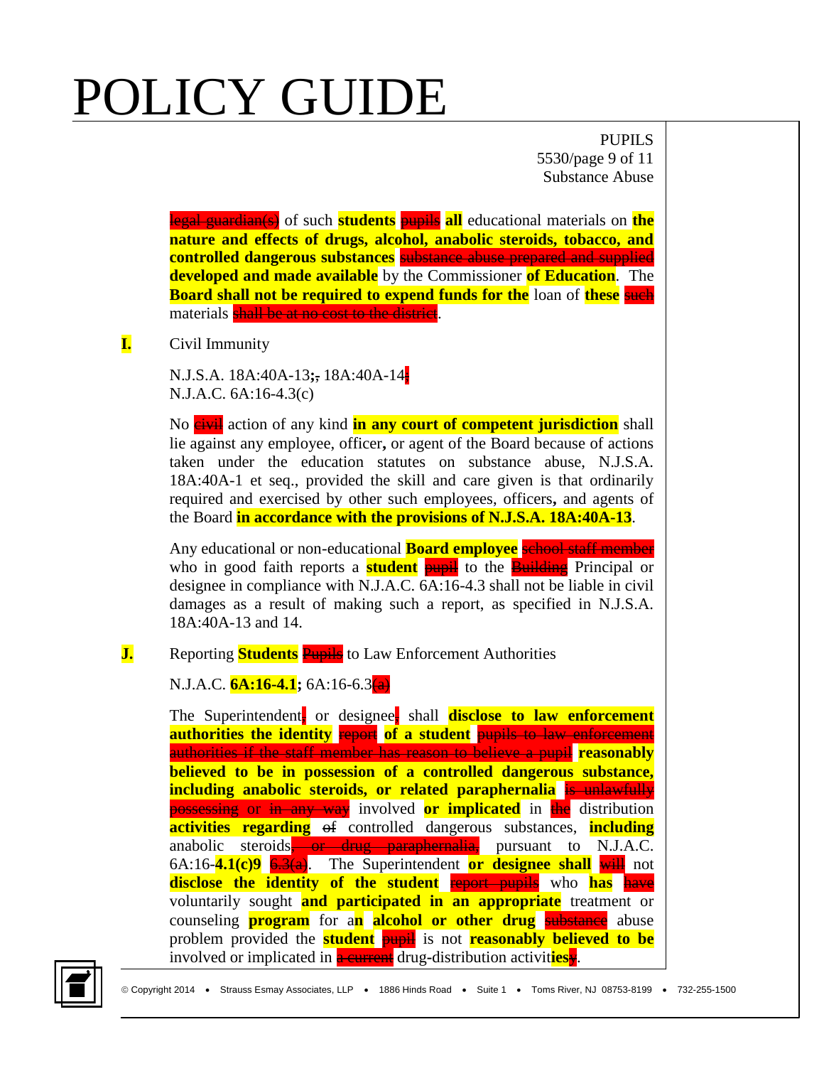~~legal guardian(s)~~ of such **students** ~~pupils~~ **all** educational materials on **the nature and effects of drugs, alcohol, anabolic steroids, tobacco, and controlled dangerous substances** ~~substance abuse prepared and supplied~~ **developed and made available** by the Commissioner **of Education**. The **Board shall not be required to expend funds for the** loan of **these** ~~such~~ materials ~~shall be at no cost to the district~~.

**I.** Civil Immunity

N.J.S.A. 18A:40A-13**;**~~,~~ 18A:40A-14~~.~~
N.J.A.C. 6A:16-4.3(c)

No ~~civil~~ action of any kind **in any court of competent jurisdiction** shall lie against any employee, officer**,** or agent of the Board because of actions taken under the education statutes on substance abuse, N.J.S.A. 18A:40A-1 et seq., provided the skill and care given is that ordinarily required and exercised by other such employees, officers**,** and agents of the Board **in accordance with the provisions of N.J.S.A. 18A:40A-13**.

Any educational or non-educational **Board employee** ~~school staff member~~ who in good faith reports a **student** ~~pupil~~ to the ~~Building~~ Principal or designee in compliance with N.J.A.C. 6A:16-4.3 shall not be liable in civil damages as a result of making such a report, as specified in N.J.S.A. 18A:40A-13 and 14.

**J.** Reporting **Students** ~~Pupils~~ to Law Enforcement Authorities

N.J.A.C. **6A:16-4.1;** 6A:16-6.3~~(a)~~

The Superintendent~~,~~ or designee~~,~~ shall **disclose to law enforcement authorities the identity** ~~report~~ **of a student** ~~pupils to law enforcement authorities if the staff member has reason to believe a pupil~~ **reasonably believed to be in possession of a controlled dangerous substance, including anabolic steroids, or related paraphernalia** ~~is unlawfully possessing or in any way~~ involved **or implicated** in ~~the~~ distribution **activities regarding** ~~of~~ controlled dangerous substances, **including** anabolic steroids~~, or drug paraphernalia,~~ pursuant to N.J.A.C. 6A:16-**4.1(c)9** ~~6.3(a)~~. The Superintendent **or designee shall** ~~will~~ not **disclose the identity of the student** ~~report pupils~~ who **has** ~~have~~ voluntarily sought **and participated in an appropriate** treatment or counseling **program** for a**n** **alcohol or other drug** ~~substance~~ abuse problem provided the **student** ~~pupil~~ is not **reasonably believed to be** involved or implicated in ~~a current~~ drug-distribution activit**ies**~~y~~.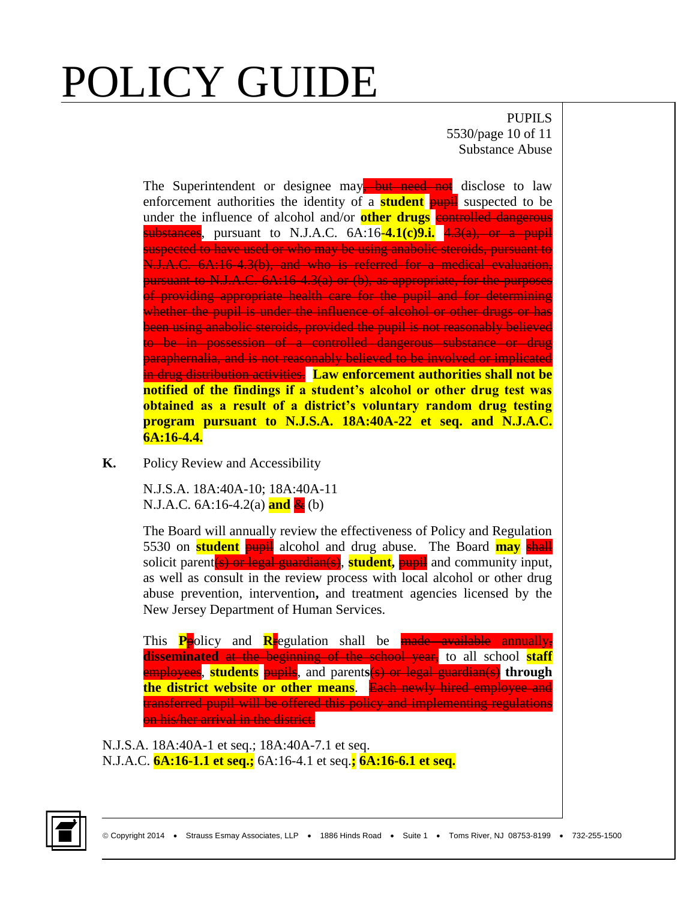The Superintendent or designee may~~, but need not~~ disclose to law enforcement authorities the identity of a **student** ~~pupil~~ suspected to be under the influence of alcohol and/or **other drugs** ~~controlled dangerous substances~~, pursuant to N.J.A.C. 6A:16**-4.1(c)9.i.** ~~4.3(a), or a pupil suspected to have used or who may be using anabolic steroids, pursuant to N.J.A.C. 6A:16-4.3(b), and who is referred for a medical evaluation, pursuant to N.J.A.C. 6A:16-4.3(a) or (b), as appropriate, for the purposes of providing appropriate health care for the pupil and for determining whether the pupil is under the influence of alcohol or other drugs or has been using anabolic steroids, provided the pupil is not reasonably believed to be in possession of a controlled dangerous substance or drug paraphernalia, and is not reasonably believed to be involved or implicated in drug distribution activities.~~ **Law enforcement authorities shall not be notified of the findings if a student's alcohol or other drug test was obtained as a result of a district's voluntary random drug testing program pursuant to N.J.S.A. 18A:40A-22 et seq. and N.J.A.C. 6A:16-4.4.**

**K.** Policy Review and Accessibility

N.J.S.A. 18A:40A-10; 18A:40A-11
N.J.A.C. 6A:16-4.2(a) **and** ~~&~~ (b)

The Board will annually review the effectiveness of Policy and Regulation 5530 on **student** ~~pupil~~ alcohol and drug abuse. The Board **may** ~~shall~~ solicit parent~~(s) or legal guardian(s)~~, **student**, ~~pupil~~ and community input, as well as consult in the review process with local alcohol or other drug abuse prevention, intervention**,** and treatment agencies licensed by the New Jersey Department of Human Services.

This **P**~~p~~olicy and **R**~~r~~egulation shall be ~~made available~~ annually~~,~~ **disseminated** ~~at the beginning of the school year,~~ to all school **staff** ~~employees~~, **students** ~~pupils~~, and parent**s**~~(s) or legal guardian(s)~~ **through the district website or other means**. ~~Each newly hired employee and transferred pupil will be offered this policy and implementing regulations on his/her arrival in the district.~~

N.J.S.A. 18A:40A-1 et seq.; 18A:40A-7.1 et seq.
N.J.A.C. **6A:16-1.1 et seq.;** 6A:16-4.1 et seq.**; 6A:16-6.1 et seq.**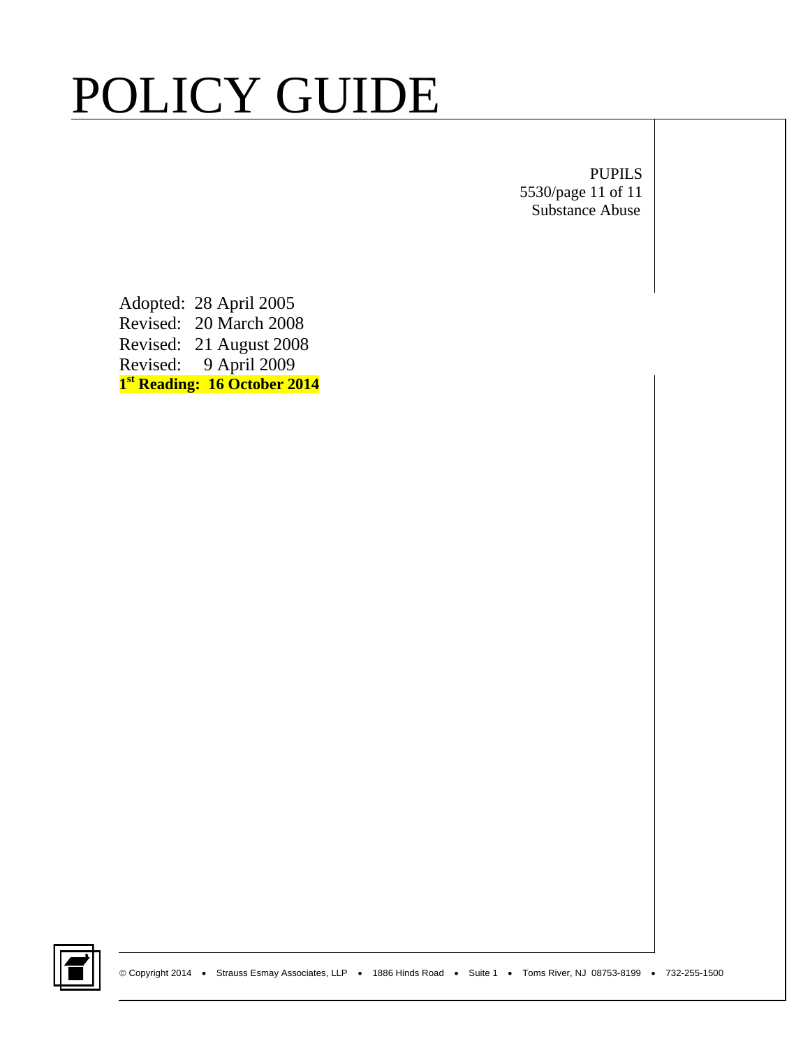Adopted: 28 April 2005
Revised: 20 March 2008
Revised: 21 August 2008
Revised: 9 April 2009
**1st Reading: 16 October 2014**